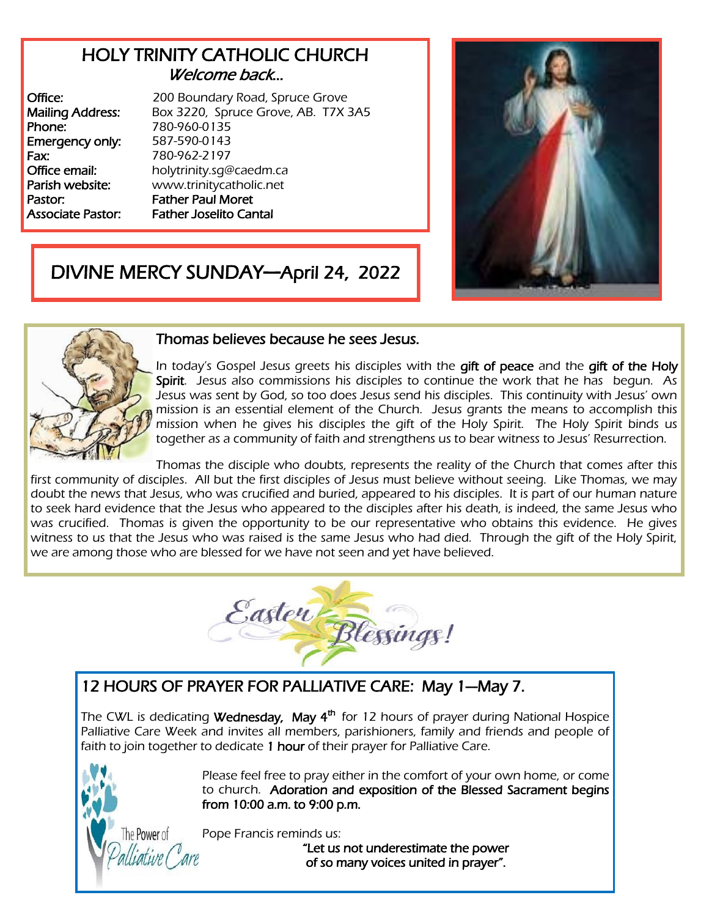# HOLY TRINITY CATHOLIC CHURCH

*Welcome back...*

**Office:** 200 Boundary Road, Spruce Grove
**Mailing Address:** Box 3220, Spruce Grove, AB. T7X 3A5
**Phone:** 780-960-0135
**Emergency only:** 587-590-0143
**Fax:** 780-962-2197
**Office email:** holytrinity.sg@caedm.ca
**Parish website:** www.trinitycatholic.net
**Pastor:** **Father Paul Moret**
**Associate Pastor:** **Father Joselito Cantal**

## DIVINE MERCY SUNDAY—April 24, 2022

### Thomas believes because he sees Jesus.

In today's Gospel Jesus greets his disciples with the **gift of peace** and the **gift of the Holy Spirit**. Jesus also commissions his disciples to continue the work that he has begun. As Jesus was sent by God, so too does Jesus send his disciples. This continuity with Jesus' own mission is an essential element of the Church. Jesus grants the means to accomplish this mission when he gives his disciples the gift of the Holy Spirit. The Holy Spirit binds us together as a community of faith and strengthens us to bear witness to Jesus' Resurrection.

Thomas the disciple who doubts, represents the reality of the Church that comes after this first community of disciples. All but the first disciples of Jesus must believe without seeing. Like Thomas, we may doubt the news that Jesus, who was crucified and buried, appeared to his disciples. It is part of our human nature to seek hard evidence that the Jesus who appeared to the disciples after his death, is indeed, the same Jesus who was crucified. Thomas is given the opportunity to be our representative who obtains this evidence. He gives witness to us that the Jesus who was raised is the same Jesus who had died. Through the gift of the Holy Spirit, we are among those who are blessed for we have not seen and yet have believed.

*Easter Blessings!*

## 12 HOURS OF PRAYER FOR PALLIATIVE CARE: May 1—May 7.

The CWL is dedicating **Wednesday, May 4th** for 12 hours of prayer during National Hospice Palliative Care Week and invites all members, parishioners, family and friends and people of faith to join together to dedicate **1 hour** of their prayer for Palliative Care.

Please feel free to pray either in the comfort of your own home, or come to church. **Adoration and exposition of the Blessed Sacrament begins from 10:00 a.m. to 9:00 p.m.**

The Power of Palliative Care

Pope Francis reminds us:

**"Let us not underestimate the power of so many voices united in prayer".**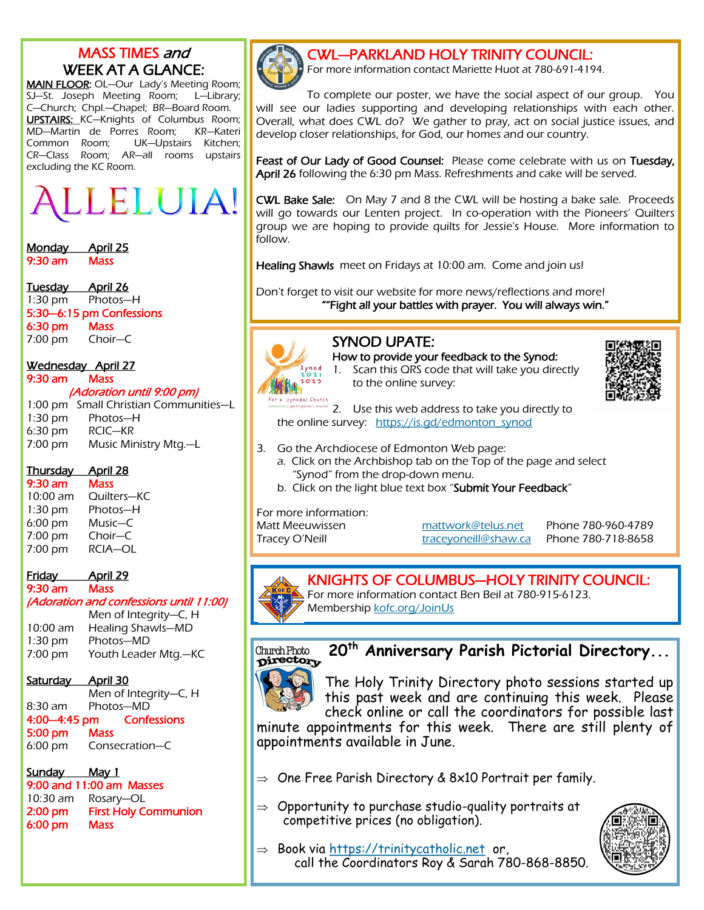# MASS TIMES *and* WEEK AT A GLANCE:

**MAIN FLOOR**: OL—Our Lady's Meeting Room; SJ—St. Joseph Meeting Room; L—Library; C—Church; Chpl.—Chapel; BR—Board Room.
**UPSTAIRS:** KC—Knights of Columbus Room; MD—Martin de Porres Room; KR—Kateri Common Room; UK—Upstairs Kitchen; CR—Class Room; AR—all rooms upstairs excluding the KC Room.

# ALLELUIA!

**Monday April 25**
9:30 am Mass

**Tuesday April 26**
1:30 pm Photos—H
5:30—6:15 pm Confessions
6:30 pm Mass
7:00 pm Choir—C

**Wednesday April 27**
9:30 am Mass
*(Adoration until 9:00 pm)*
1:00 pm Small Christian Communities—L
1:30 pm Photos—H
6:30 pm RCIC—KR
7:00 pm Music Ministry Mtg.—L

**Thursday April 28**
9:30 am Mass
10:00 am Quilters—KC
1:30 pm Photos—H
6:00 pm Music—C
7:00 pm Choir—C
7:00 pm RCIA—OL

**Friday April 29**
9:30 am Mass
*(Adoration and confessions until 11:00)*
Men of Integrity—C, H
10:00 am Healing Shawls—MD
1:30 pm Photos—MD
7:00 pm Youth Leader Mtg.—KC

**Saturday April 30**
Men of Integrity—C, H
8:30 am Photos—MD
4:00—4:45 pm Confessions
5:00 pm Mass
6:00 pm Consecration—C

**Sunday May 1**
9:00 and 11:00 am Masses
10:30 am Rosary—OL
2:00 pm First Holy Communion
6:00 pm Mass

## CWL—PARKLAND HOLY TRINITY COUNCIL:

For more information contact Mariette Huot at 780-691-4194.

To complete our poster, we have the social aspect of our group. You will see our ladies supporting and developing relationships with each other. Overall, what does CWL do? We gather to pray, act on social justice issues, and develop closer relationships, for God, our homes and our country.

**Feast of Our Lady of Good Counsel:** Please come celebrate with us on **Tuesday, April 26** following the 6:30 pm Mass. Refreshments and cake will be served.

**CWL Bake Sale:** On May 7 and 8 the CWL will be hosting a bake sale. Proceeds will go towards our Lenten project. In co-operation with the Pioneers' Quilters group we are hoping to provide quilts for Jessie's House. More information to follow.

**Healing Shawls** meet on Fridays at 10:00 am. Come and join us!

Don't forget to visit our website for more news/reflections and more!
**""Fight all your battles with prayer. You will always win."**

## SYNOD UPATE:

**How to provide your feedback to the Synod:**

1. Scan this QRS code that will take you directly to the online survey:
2. Use this web address to take you directly to the online survey: https://is.gd/edmonton_synod
3. Go the Archdiocese of Edmonton Web page:
   a. Click on the Archbishop tab on the Top of the page and select "Synod" from the drop-down menu.
   b. Click on the light blue text box "**Submit Your Feedback**"

For more information:
Matt Meeuwissen mattwork@telus.net Phone 780-960-4789
Tracey O'Neill traceyoneill@shaw.ca Phone 780-718-8658

## KNIGHTS OF COLUMBUS—HOLY TRINITY COUNCIL:

For more information contact Ben Beil at 780-915-6123.
Membership kofc.org/JoinUs

## 20th Anniversary Parish Pictorial Directory...

The Holy Trinity Directory photo sessions started up this past week and are continuing this week. Please check online or call the coordinators for possible last minute appointments for this week. There are still plenty of appointments available in June.

- One Free Parish Directory & 8x10 Portrait per family.
- Opportunity to purchase studio-quality portraits at competitive prices (no obligation).
- Book via https://trinitycatholic.net or, call the Coordinators Roy & Sarah 780-868-8850.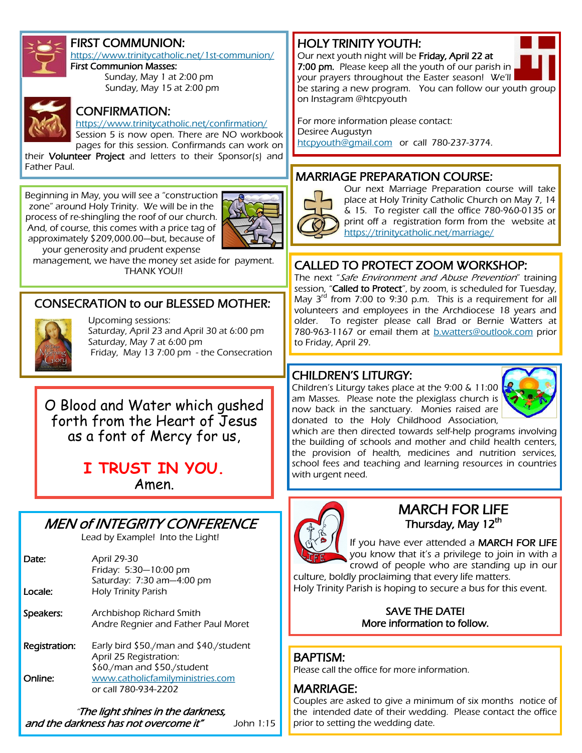## FIRST COMMUNION:

https://www.trinitycatholic.net/1st-communion/

**First Communion Masses:**

Sunday, May 1 at 2:00 pm
Sunday, May 15 at 2:00 pm

## CONFIRMATION:

https://www.trinitycatholic.net/confirmation/

Session 5 is now open. There are NO workbook pages for this session. Confirmands can work on their **Volunteer Project** and letters to their Sponsor(s) and Father Paul.

Beginning in May, you will see a "construction zone" around Holy Trinity. We will be in the process of re-shingling the roof of our church. And, of course, this comes with a price tag of approximately $209,000.00—but, because of your generosity and prudent expense management, we have the money set aside for payment. THANK YOU!!

## CONSECRATION to our BLESSED MOTHER:

Upcoming sessions:
Saturday, April 23 and April 30 at 6:00 pm
Saturday, May 7 at 6:00 pm
Friday, May 13 7:00 pm - the Consecration

O Blood and Water which gushed forth from the Heart of Jesus as a font of Mercy for us,

**I TRUST IN YOU.**
Amen.

## *MEN of INTEGRITY CONFERENCE*

Lead by Example! Into the Light!

**Date:** April 29-30
Friday: 5:30—10:00 pm
Saturday: 7:30 am—4:00 pm

**Locale:** Holy Trinity Parish

**Speakers:** Archbishop Richard Smith
Andre Regnier and Father Paul Moret

**Registration:** Early bird $50./man and $40./student
April 25 Registration:
$60./man and $50./student

**Online:** www.catholicfamilyministries.com
or call 780-934-2202

*"The light shines in the darkness, and the darkness has not overcome it"* John 1:15

## HOLY TRINITY YOUTH:

Our next youth night will be **Friday, April 22 at 7:00 pm.** Please keep all the youth of our parish in your prayers throughout the Easter season! We'll be staring a new program. You can follow our youth group on Instagram @htcpyouth

For more information please contact:
Desiree Augustyn
htcpyouth@gmail.com or call 780-237-3774.

## MARRIAGE PREPARATION COURSE:

Our next Marriage Preparation course will take place at Holy Trinity Catholic Church on May 7, 14 & 15. To register call the office 780-960-0135 or print off a registration form from the website at https://trinitycatholic.net/marriage/

## CALLED TO PROTECT ZOOM WORKSHOP:

The next "*Safe Environment and Abuse Prevention*" training session, "**Called to Protect**", by zoom, is scheduled for Tuesday, May 3rd from 7:00 to 9:30 p.m. This is a requirement for all volunteers and employees in the Archdiocese 18 years and older. To register please call Brad or Bernie Watters at 780-963-1167 or email them at b.watters@outlook.com prior to Friday, April 29.

## CHILDREN'S LITURGY:

Children's Liturgy takes place at the 9:00 & 11:00 am Masses. Please note the plexiglass church is now back in the sanctuary. Monies raised are donated to the Holy Childhood Association, which are then directed towards self-help programs involving the building of schools and mother and child health centers, the provision of health, medicines and nutrition services, school fees and teaching and learning resources in countries with urgent need.

## MARCH FOR LIFE

**Thursday, May 12th**

If you have ever attended a **MARCH FOR LIFE** you know that it's a privilege to join in with a crowd of people who are standing up in our culture, boldly proclaiming that every life matters.
Holy Trinity Parish is hoping to secure a bus for this event.

**SAVE THE DATE!**
**More information to follow.**

## BAPTISM:

Please call the office for more information.

## MARRIAGE:

Couples are asked to give a minimum of six months notice of the intended date of their wedding. Please contact the office prior to setting the wedding date.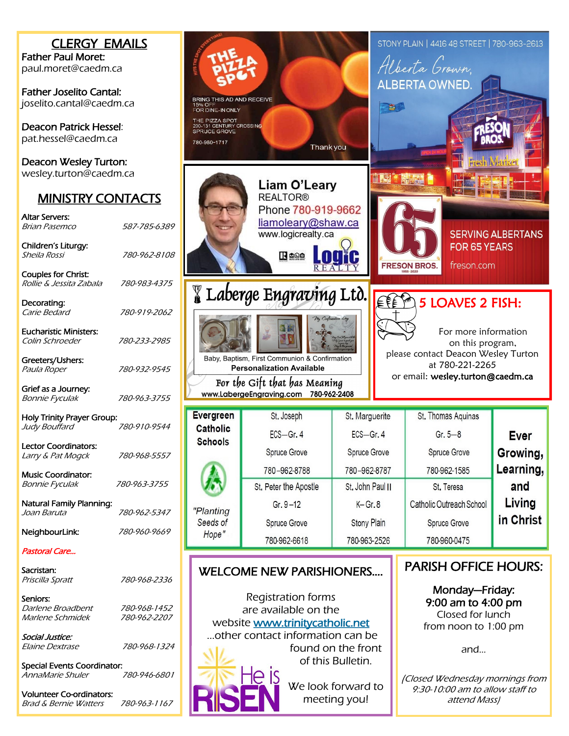## CLERGY EMAILS

Father Paul Moret:
paul.moret@caedm.ca

Father Joselito Cantal:
joselito.cantal@caedm.ca

Deacon Patrick Hessel:
pat.hessel@caedm.ca

Deacon Wesley Turton:
wesley.turton@caedm.ca

## MINISTRY CONTACTS

| | |
|---|---|
| **Altar Servers:** *Brian Pasemco* | *587-785-6389* |
| **Children's Liturgy:** *Sheila Rossi* | *780-962-8108* |
| **Couples for Christ:** *Rollie & Jessita Zabala* | *780-983-4375* |
| **Decorating:** *Carie Bedard* | *780-919-2062* |
| **Eucharistic Ministers:** *Colin Schroeder* | *780-233-2985* |
| **Greeters/Ushers:** *Paula Roper* | *780-932-9545* |
| **Grief as a Journey:** *Bonnie Fyculak* | *780-963-3755* |
| **Holy Trinity Prayer Group:** *Judy Bouffard* | *780-910-9544* |
| **Lector Coordinators:** *Larry & Pat Mogck* | *780-968-5557* |
| **Music Coordinator:** *Bonnie Fyculak* | *780-963-3755* |
| **Natural Family Planning:** *Joan Baruta* | *780-962-5347* |
| **NeighbourLink:** | *780-960-9669* |
| *Pastoral Care...* | |
| **Sacristan:** *Priscilla Spratt* | *780-968-2336* |
| **Seniors:** *Darlene Broadbent*, *Marlene Schmidek* | *780-968-1452*, *780-962-2207* |
| ***Social Justice:*** *Elaine Dextrase* | *780-968-1324* |
| **Special Events Coordinator:** *AnnaMarie Shuler* | *780-946-6801* |
| **Volunteer Co-ordinators:** *Brad & Bernie Watters* | *780-963-1167* |

THE PIZZA SPOT
BRING THIS AD AND RECEIVE 15% OFF FOR DINE-IN ONLY
THE PIZZA SPOT
200-131 CENTURY CROSSING
SPRUCE GROVE
780-960-1717
Thank you

STONY PLAIN | 4416 48 STREET | 780-963-2613
Alberta Grown, ALBERTA OWNED.
FRESON BROS. Fresh Market
SERVING ALBERTANS FOR 65 YEARS
freson.com

**Liam O'Leary**
REALTOR®
Phone 780-919-9662
liamoleary@shaw.ca
www.logicrealty.ca
Logic REALTY

**Laberge Engraving Ltd.**
Baby, Baptism, First Communion & Confirmation
**Personalization Available**
For the Gift that has Meaning
www.LabergeEngraving.com 780-962-2408

## 5 LOAVES 2 FISH:

For more information on this program, please contact Deacon Wesley Turton at 780-221-2265 or email: **wesley.turton@caedm.ca**

| Evergreen Catholic Schools | | | | |
|---|---|---|---|---|
| | St. Joseph<br>ECS—Gr. 4<br>Spruce Grove<br>780-962-8788 | St. Marguerite<br>ECS—Gr. 4<br>Spruce Grove<br>780-962-8787 | St. Thomas Aquinas<br>Gr. 5—8<br>Spruce Grove<br>780-962-1585 | Ever Growing, Learning, and Living in Christ |
| "Planting Seeds of Hope" | St. Peter the Apostle<br>Gr. 9—12<br>Spruce Grove<br>780-962-6618 | St. John Paul II<br>K—Gr. 8<br>Stony Plain<br>780-963-2526 | St. Teresa<br>Catholic Outreach School<br>Spruce Grove<br>780-960-0475 | |

## WELCOME NEW PARISHIONERS....

Registration forms are available on the website www.trinitycatholic.net ...other contact information can be found on the front of this Bulletin.

He is RISEN

We look forward to meeting you!

## PARISH OFFICE HOURS:

**Monday—Friday:**
**9:00 am to 4:00 pm**
Closed for lunch from noon to 1:00 pm

and...

*(Closed Wednesday mornings from 9:30-10:00 am to allow staff to attend Mass)*